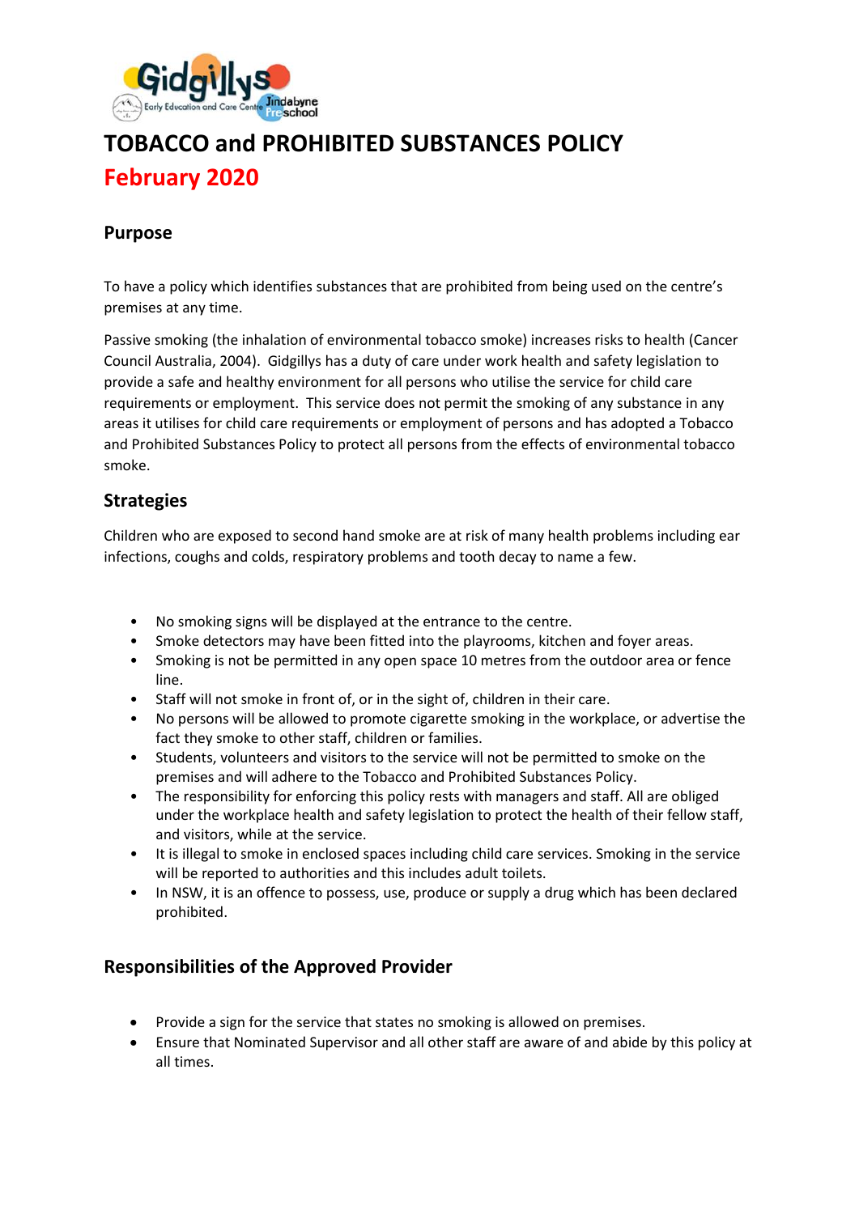# TOBACCO and PROHIBITED SUBSTANCES POLICY

## February 2020

### Purpose

To have a policy which identifies substances that are prohibited from being used on the centre's premises at any time.

Passive smoking (the inhalation of environmental tobacco smoke) increases risks to health (Cancer Council Australia, 2004). Gidgillys has a duty of care under work health and safety legislation to provide a safe and healthy environment for all persons who utilise the service for child care requirements or employment. This service does not permit the smoking of any substance in any areas it utilises for child care requirements or employment of persons and has adopted a Tobacco and Prohibited Substances Policy to protect all persons from the effects of environmental tobacco smoke.

## Strategies

Children who are exposed to second hand smoke are at risk of many health problems including ear infections, coughs and colds, respiratory problems and tooth decay to name a few.

- No smoking signs will be displayed at the entrance to the centre.
- Smoke detectors may have been fitted into the playrooms, kitchen and foyer areas.
- Smoking is not be permitted in any open space 10 metres from the outdoor area or fence line.
- Staff will not smoke in front of, or in the sight of, children in their care.
- No persons will be allowed to promote cigarette smoking in the workplace, or advertise the fact they smoke to other staff, children or families.
- Students, volunteers and visitors to the service will not be permitted to smoke on the premises and will adhere to the Tobacco and Prohibited Substances Policy.
- The responsibility for enforcing this policy rests with managers and staff. All are obliged under the workplace health and safety legislation to protect the health of their fellow staff, and visitors, while at the service.
- It is illegal to smoke in enclosed spaces including child care services. Smoking in the service will be reported to authorities and this includes adult toilets.
- In NSW, it is an offence to possess, use, produce or supply a drug which has been declared prohibited.

## Responsibilities of the Approved Provider

- Provide a sign for the service that states no smoking is allowed on premises.
- Ensure that Nominated Supervisor and all other staff are aware of and abide by this policy at all times.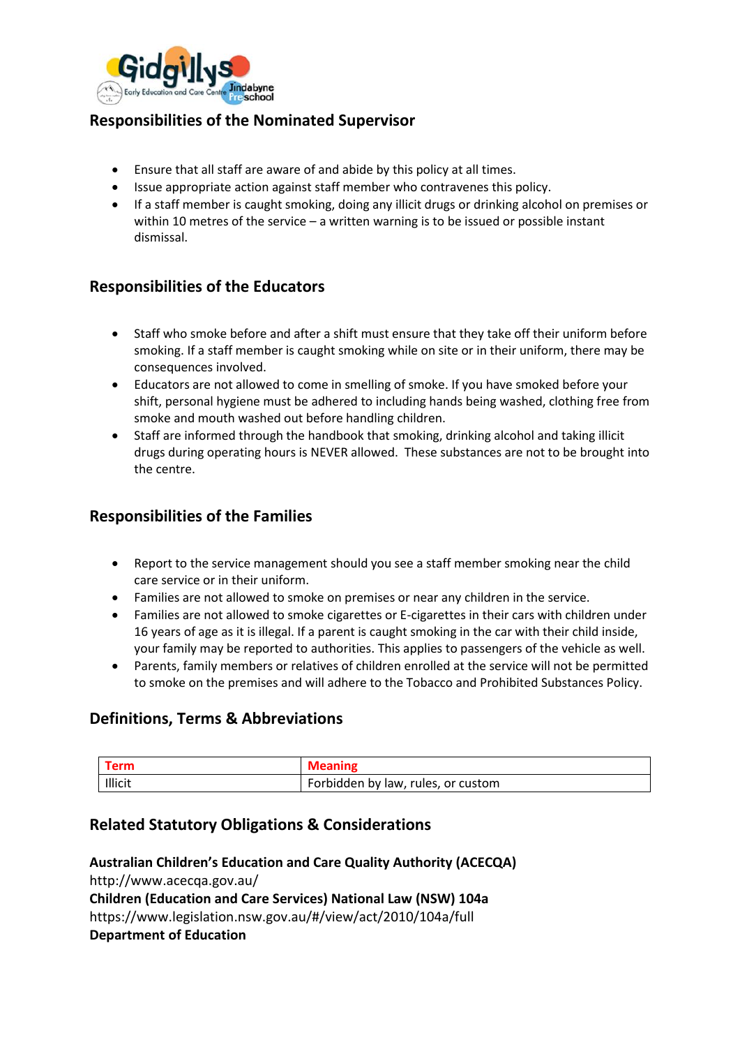## Responsibilities of the Nominated Supervisor

- Ensure that all staff are aware of and abide by this policy at all times.
- Issue appropriate action against staff member who contravenes this policy.
- If a staff member is caught smoking, doing any illicit drugs or drinking alcohol on premises or within 10 metres of the service – a written warning is to be issued or possible instant dismissal.

## Responsibilities of the Educators

- Staff who smoke before and after a shift must ensure that they take off their uniform before smoking. If a staff member is caught smoking while on site or in their uniform, there may be consequences involved.
- Educators are not allowed to come in smelling of smoke. If you have smoked before your shift, personal hygiene must be adhered to including hands being washed, clothing free from smoke and mouth washed out before handling children.
- Staff are informed through the handbook that smoking, drinking alcohol and taking illicit drugs during operating hours is NEVER allowed. These substances are not to be brought into the centre.

## Responsibilities of the Families

- Report to the service management should you see a staff member smoking near the child care service or in their uniform.
- Families are not allowed to smoke on premises or near any children in the service.
- Families are not allowed to smoke cigarettes or E-cigarettes in their cars with children under 16 years of age as it is illegal. If a parent is caught smoking in the car with their child inside, your family may be reported to authorities. This applies to passengers of the vehicle as well.
- Parents, family members or relatives of children enrolled at the service will not be permitted to smoke on the premises and will adhere to the Tobacco and Prohibited Substances Policy.

## Definitions, Terms & Abbreviations

| Term | Meaning |
|---|---|
| Illicit | Forbidden by law, rules, or custom |

## Related Statutory Obligations & Considerations

**Australian Children's Education and Care Quality Authority (ACECQA)**
http://www.acecqa.gov.au/
**Children (Education and Care Services) National Law (NSW) 104a**
https://www.legislation.nsw.gov.au/#/view/act/2010/104a/full
**Department of Education**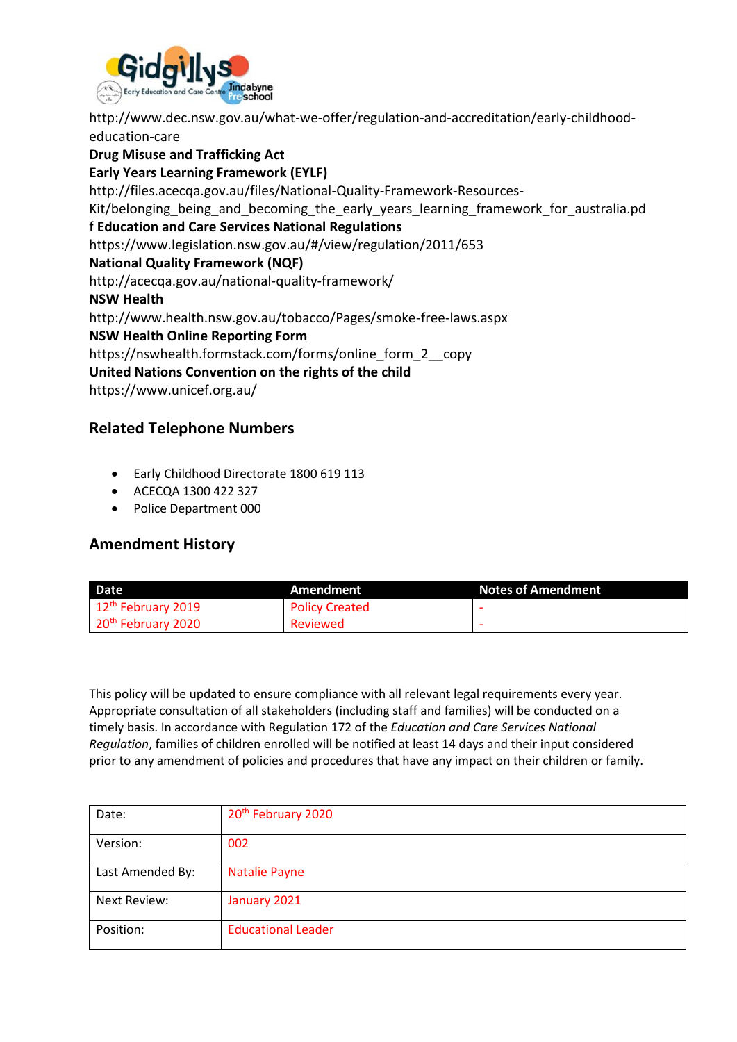http://www.dec.nsw.gov.au/what-we-offer/regulation-and-accreditation/early-childhood-education-care

**Drug Misuse and Trafficking Act**

**Early Years Learning Framework (EYLF)**

http://files.acecqa.gov.au/files/National-Quality-Framework-Resources-Kit/belonging_being_and_becoming_the_early_years_learning_framework_for_australia.pdf

**Education and Care Services National Regulations**

https://www.legislation.nsw.gov.au/#/view/regulation/2011/653

**National Quality Framework (NQF)**

http://acecqa.gov.au/national-quality-framework/

**NSW Health**

http://www.health.nsw.gov.au/tobacco/Pages/smoke-free-laws.aspx

**NSW Health Online Reporting Form**

https://nswhealth.formstack.com/forms/online_form_2__copy

**United Nations Convention on the rights of the child**

https://www.unicef.org.au/

## Related Telephone Numbers

- Early Childhood Directorate 1800 619 113
- ACECQA 1300 422 327
- Police Department 000

## Amendment History

| Date | Amendment | Notes of Amendment |
|---|---|---|
| 12th February 2019 | Policy Created | - |
| 20th February 2020 | Reviewed | - |

This policy will be updated to ensure compliance with all relevant legal requirements every year. Appropriate consultation of all stakeholders (including staff and families) will be conducted on a timely basis. In accordance with Regulation 172 of the *Education and Care Services National Regulation*, families of children enrolled will be notified at least 14 days and their input considered prior to any amendment of policies and procedures that have any impact on their children or family.

| | |
|---|---|
| Date: | 20th February 2020 |
| Version: | 002 |
| Last Amended By: | Natalie Payne |
| Next Review: | January 2021 |
| Position: | Educational Leader |